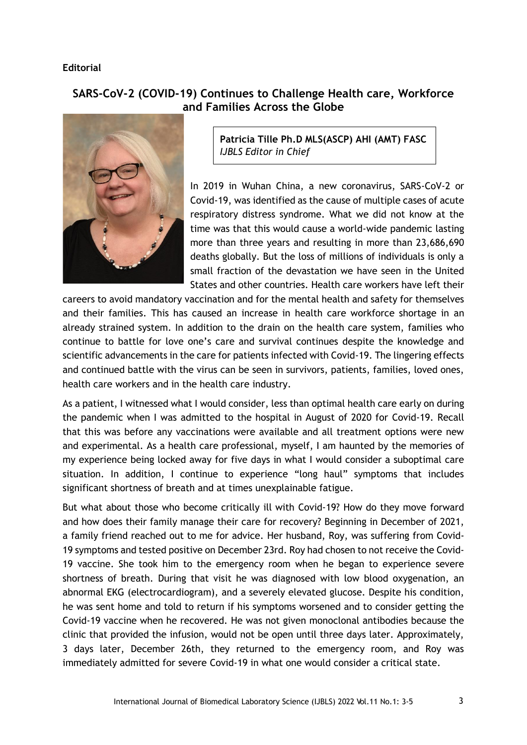**Editorial**

# SARS-CoV-2 (COVID-19) Continues to Challenge Health care, Workforce and Families Across the Globe

**Patricia Tille Ph.D MLS(ASCP) AHI (AMT) FASC**
*IJBLS Editor in Chief*

In 2019 in Wuhan China, a new coronavirus, SARS-CoV-2 or Covid-19, was identified as the cause of multiple cases of acute respiratory distress syndrome. What we did not know at the time was that this would cause a world-wide pandemic lasting more than three years and resulting in more than 23,686,690 deaths globally. But the loss of millions of individuals is only a small fraction of the devastation we have seen in the United States and other countries. Health care workers have left their careers to avoid mandatory vaccination and for the mental health and safety for themselves and their families. This has caused an increase in health care workforce shortage in an already strained system. In addition to the drain on the health care system, families who continue to battle for love one's care and survival continues despite the knowledge and scientific advancements in the care for patients infected with Covid-19. The lingering effects and continued battle with the virus can be seen in survivors, patients, families, loved ones, health care workers and in the health care industry.

As a patient, I witnessed what I would consider, less than optimal health care early on during the pandemic when I was admitted to the hospital in August of 2020 for Covid-19. Recall that this was before any vaccinations were available and all treatment options were new and experimental. As a health care professional, myself, I am haunted by the memories of my experience being locked away for five days in what I would consider a suboptimal care situation. In addition, I continue to experience "long haul" symptoms that includes significant shortness of breath and at times unexplainable fatigue.

But what about those who become critically ill with Covid-19? How do they move forward and how does their family manage their care for recovery? Beginning in December of 2021, a family friend reached out to me for advice. Her husband, Roy, was suffering from Covid-19 symptoms and tested positive on December 23rd. Roy had chosen to not receive the Covid-19 vaccine. She took him to the emergency room when he began to experience severe shortness of breath. During that visit he was diagnosed with low blood oxygenation, an abnormal EKG (electrocardiogram), and a severely elevated glucose. Despite his condition, he was sent home and told to return if his symptoms worsened and to consider getting the Covid-19 vaccine when he recovered. He was not given monoclonal antibodies because the clinic that provided the infusion, would not be open until three days later. Approximately, 3 days later, December 26th, they returned to the emergency room, and Roy was immediately admitted for severe Covid-19 in what one would consider a critical state.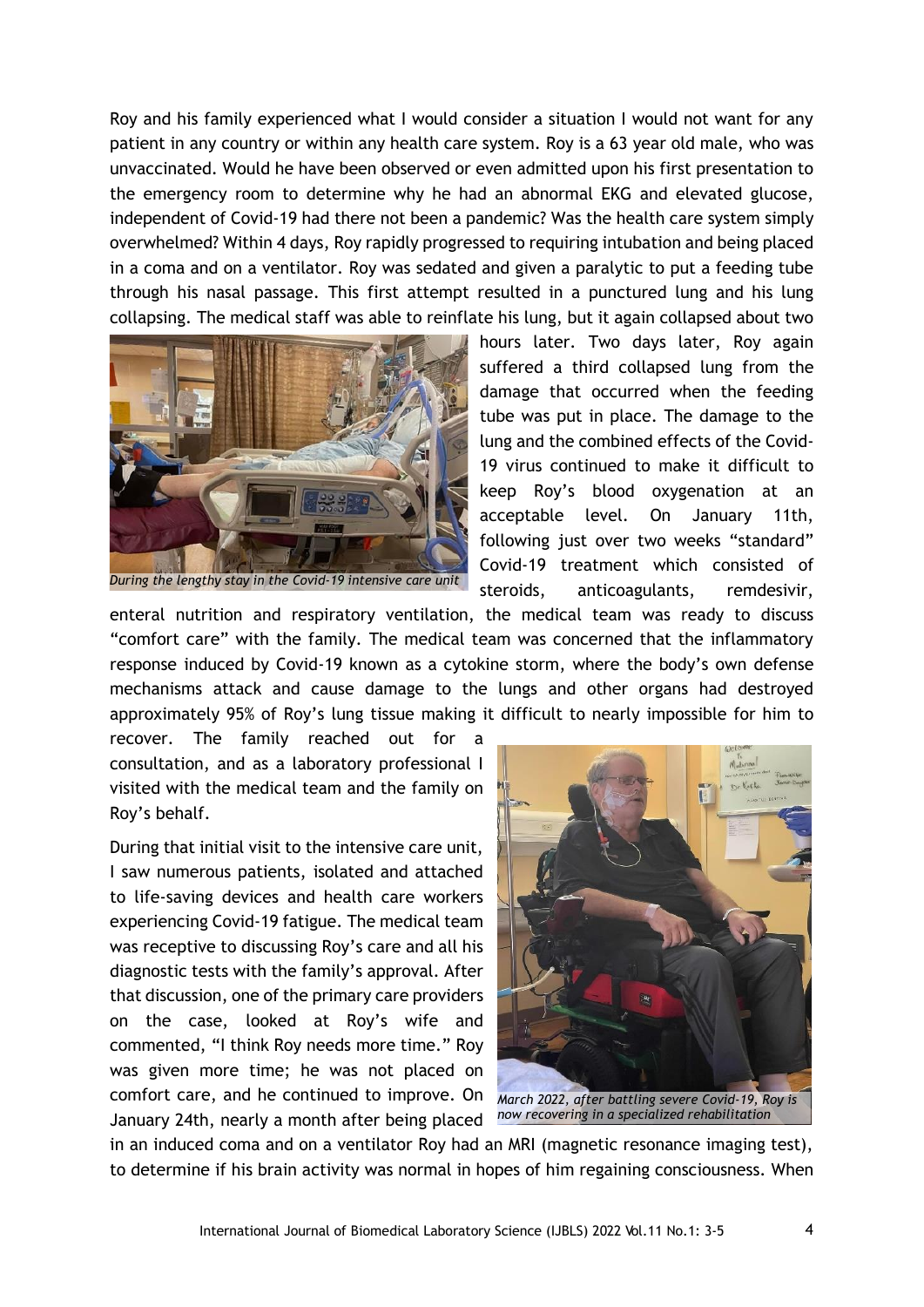Roy and his family experienced what I would consider a situation I would not want for any patient in any country or within any health care system. Roy is a 63 year old male, who was unvaccinated. Would he have been observed or even admitted upon his first presentation to the emergency room to determine why he had an abnormal EKG and elevated glucose, independent of Covid-19 had there not been a pandemic? Was the health care system simply overwhelmed? Within 4 days, Roy rapidly progressed to requiring intubation and being placed in a coma and on a ventilator. Roy was sedated and given a paralytic to put a feeding tube through his nasal passage. This first attempt resulted in a punctured lung and his lung collapsing. The medical staff was able to reinflate his lung, but it again collapsed about two hours later. Two days later, Roy again suffered a third collapsed lung from the damage that occurred when the feeding tube was put in place. The damage to the lung and the combined effects of the Covid-19 virus continued to make it difficult to keep Roy's blood oxygenation at an acceptable level. On January 11th, following just over two weeks "standard" Covid-19 treatment which consisted of steroids, anticoagulants, remdesivir, enteral nutrition and respiratory ventilation, the medical team was ready to discuss "comfort care" with the family. The medical team was concerned that the inflammatory response induced by Covid-19 known as a cytokine storm, where the body's own defense mechanisms attack and cause damage to the lungs and other organs had destroyed approximately 95% of Roy's lung tissue making it difficult to nearly impossible for him to recover. The family reached out for a consultation, and as a laboratory professional I visited with the medical team and the family on Roy's behalf.

*During the lengthy stay in the Covid-19 intensive care unit*

During that initial visit to the intensive care unit, I saw numerous patients, isolated and attached to life-saving devices and health care workers experiencing Covid-19 fatigue. The medical team was receptive to discussing Roy's care and all his diagnostic tests with the family's approval. After that discussion, one of the primary care providers on the case, looked at Roy's wife and commented, "I think Roy needs more time." Roy was given more time; he was not placed on comfort care, and he continued to improve. On January 24th, nearly a month after being placed in an induced coma and on a ventilator Roy had an MRI (magnetic resonance imaging test), to determine if his brain activity was normal in hopes of him regaining consciousness. When

*March 2022, after battling severe Covid-19, Roy is now recovering in a specialized rehabilitation*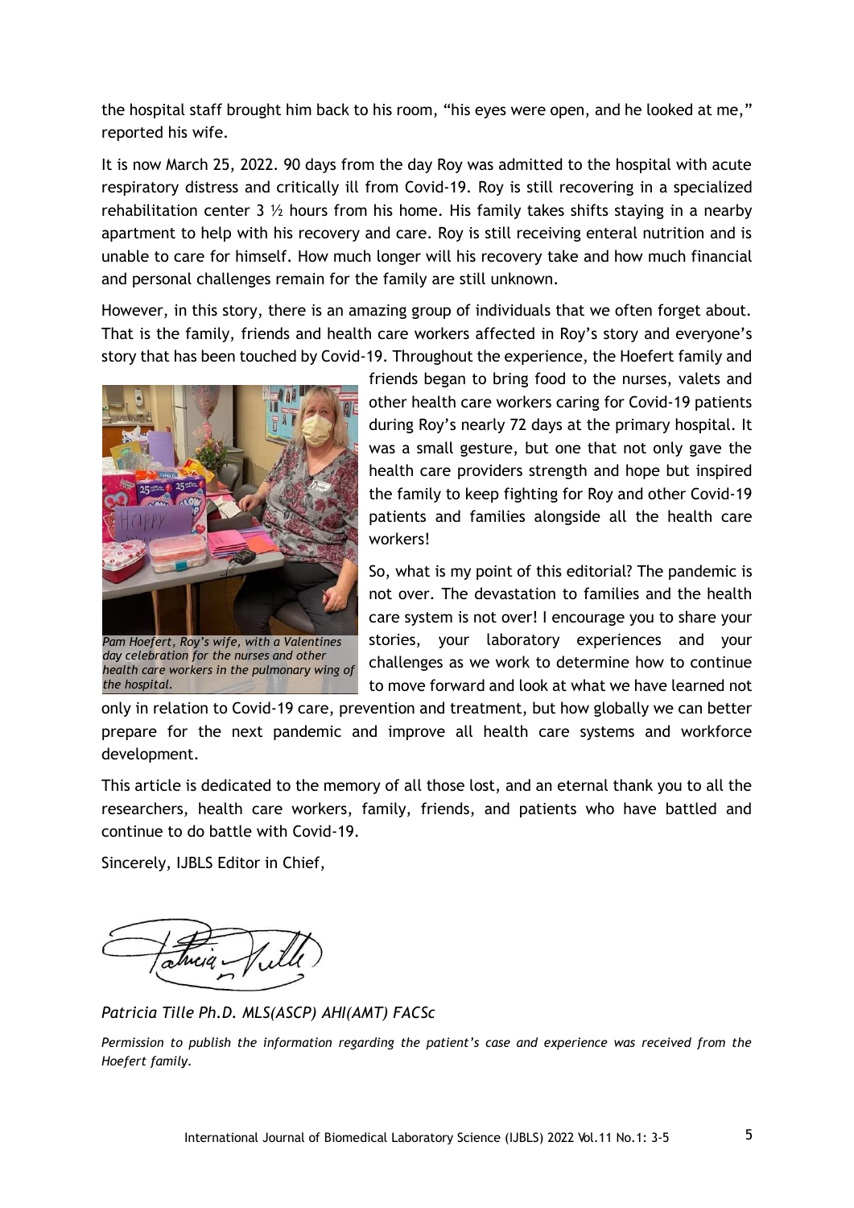the hospital staff brought him back to his room, "his eyes were open, and he looked at me," reported his wife.

It is now March 25, 2022. 90 days from the day Roy was admitted to the hospital with acute respiratory distress and critically ill from Covid-19. Roy is still recovering in a specialized rehabilitation center 3 ½ hours from his home. His family takes shifts staying in a nearby apartment to help with his recovery and care. Roy is still receiving enteral nutrition and is unable to care for himself. How much longer will his recovery take and how much financial and personal challenges remain for the family are still unknown.

However, in this story, there is an amazing group of individuals that we often forget about. That is the family, friends and health care workers affected in Roy's story and everyone's story that has been touched by Covid-19. Throughout the experience, the Hoefert family and friends began to bring food to the nurses, valets and other health care workers caring for Covid-19 patients during Roy's nearly 72 days at the primary hospital. It was a small gesture, but one that not only gave the health care providers strength and hope but inspired the family to keep fighting for Roy and other Covid-19 patients and families alongside all the health care workers!

*Pam Hoefert, Roy's wife, with a Valentines day celebration for the nurses and other health care workers in the pulmonary wing of the hospital.*

So, what is my point of this editorial? The pandemic is not over. The devastation to families and the health care system is not over! I encourage you to share your stories, your laboratory experiences and your challenges as we work to determine how to continue to move forward and look at what we have learned not only in relation to Covid-19 care, prevention and treatment, but how globally we can better prepare for the next pandemic and improve all health care systems and workforce development.

This article is dedicated to the memory of all those lost, and an eternal thank you to all the researchers, health care workers, family, friends, and patients who have battled and continue to do battle with Covid-19.

Sincerely, IJBLS Editor in Chief,

*Patricia Tille Ph.D. MLS(ASCP) AHI(AMT) FACSc*

*Permission to publish the information regarding the patient's case and experience was received from the Hoefert family.*